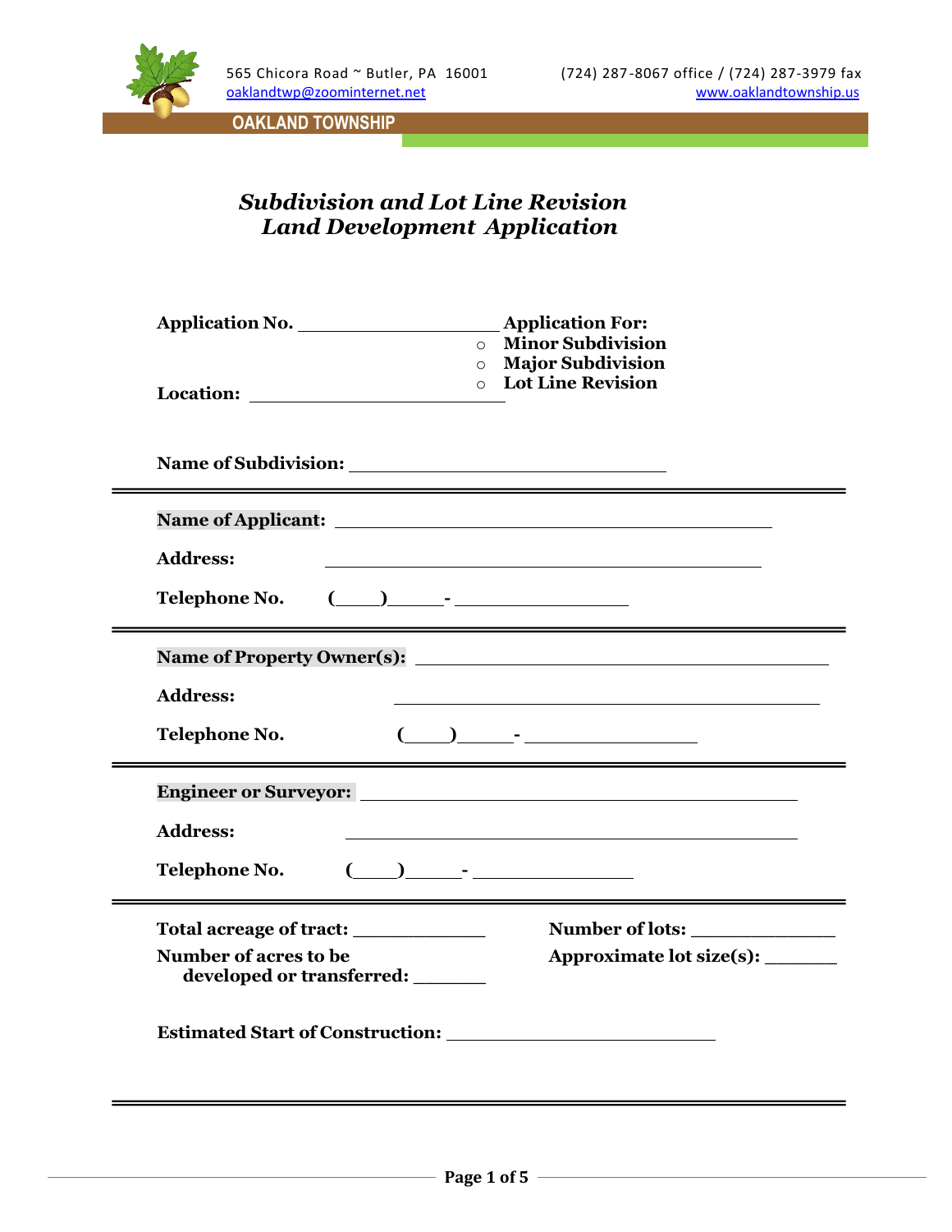565 Chicora Road ~ Butler, PA 16001
oaklandtwp@zoominternet.net

(724) 287-8067 office / (724) 287-3979 fax
www.oaklandtownship.us

**OAKLAND TOWNSHIP**

# *Subdivision and Lot Line Revision Land Development Application*

**Application No.** ____________________

**Application For:**
- **Minor Subdivision**
- **Major Subdivision**
- **Lot Line Revision**

**Location:** ____________________

**Name of Subdivision:** ____________________

---

**Name of Applicant:** ____________________

**Address:** ____________________

**Telephone No.** (____)_____- ____________

---

**Name of Property Owner(s):** ____________________

**Address:** ____________________

**Telephone No.** (____)_____- ____________

---

**Engineer or Surveyor:** ____________________

**Address:** ____________________

**Telephone No.** (____)_____- ____________

---

**Total acreage of tract:** ____________

**Number of acres to be developed or transferred:** _______

**Number of lots:** _____________

**Approximate lot size(s):** _______

**Estimated Start of Construction:** ____________________

---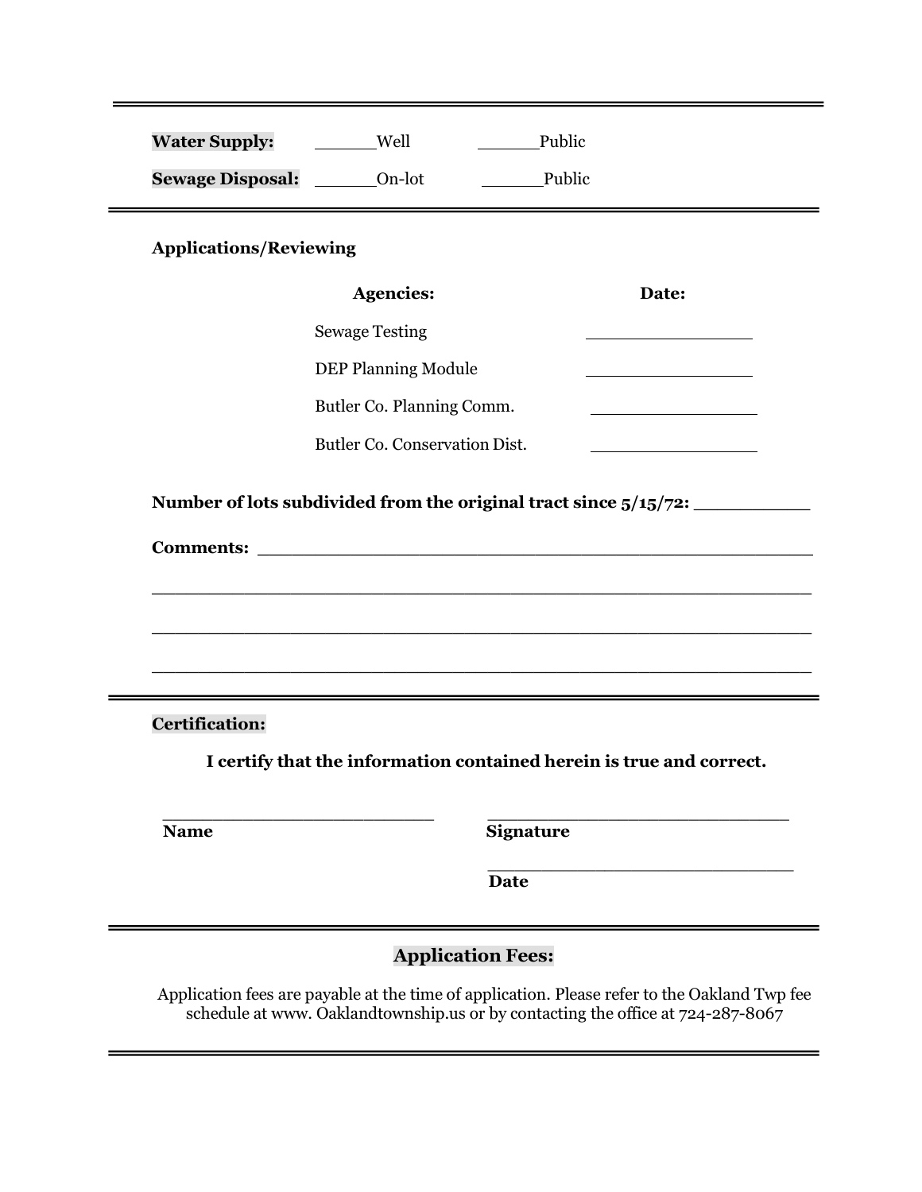---

**Water Supply:** ______Well ______Public

**Sewage Disposal:** ______On-lot ______Public

---

**Applications/Reviewing**

| Agencies: | Date: |
| --- | --- |
| Sewage Testing | ________________ |
| DEP Planning Module | ________________ |
| Butler Co. Planning Comm. | ________________ |
| Butler Co. Conservation Dist. | ________________ |

**Number of lots subdivided from the original tract since 5/15/72:** __________

**Comments:** ________________________________________________

____________________________________________________________

____________________________________________________________

____________________________________________________________

---

**Certification:**

**I certify that the information contained herein is true and correct.**

________________________ ____________________________

**Name** **Signature**

____________________________

**Date**

---

## Application Fees:

Application fees are payable at the time of application. Please refer to the Oakland Twp fee schedule at www. Oaklandtownship.us or by contacting the office at 724-287-8067

---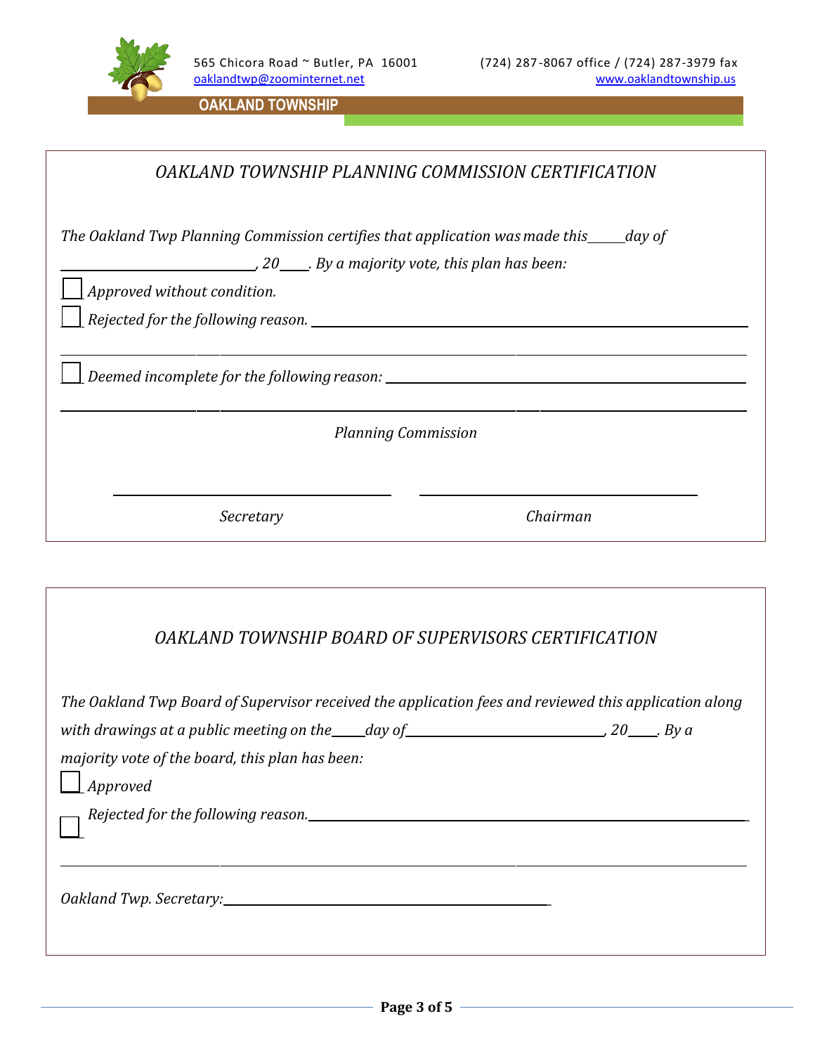565 Chicora Road ~ Butler, PA 16001 (724) 287-8067 office / (724) 287-3979 fax
oaklandtwp@zoominternet.net www.oaklandtownship.us

**OAKLAND TOWNSHIP**

## *OAKLAND TOWNSHIP PLANNING COMMISSION CERTIFICATION*

*The Oakland Twp Planning Commission certifies that application was made this_____day of ____________________________, 20____. By a majority vote, this plan has been:*

☐ *Approved without condition.*

☐ *Rejected for the following reason.* ____________________________________________________________

_____________________________________________________________________________________________

☐ *Deemed incomplete for the following reason:* _____________________________________________________

_____________________________________________________________________________________________

*Planning Commission*

______________________________ ______________________________

*Secretary* *Chairman*

## *OAKLAND TOWNSHIP BOARD OF SUPERVISORS CERTIFICATION*

*The Oakland Twp Board of Supervisor received the application fees and reviewed this application along with drawings at a public meeting on the_____day of____________________________, 20____. By a majority vote of the board, this plan has been:*

☐ *Approved*

☐ *Rejected for the following reason.* ____________________________________________________________

_____________________________________________________________________________________________

*Oakland Twp. Secretary:* ____________________________________________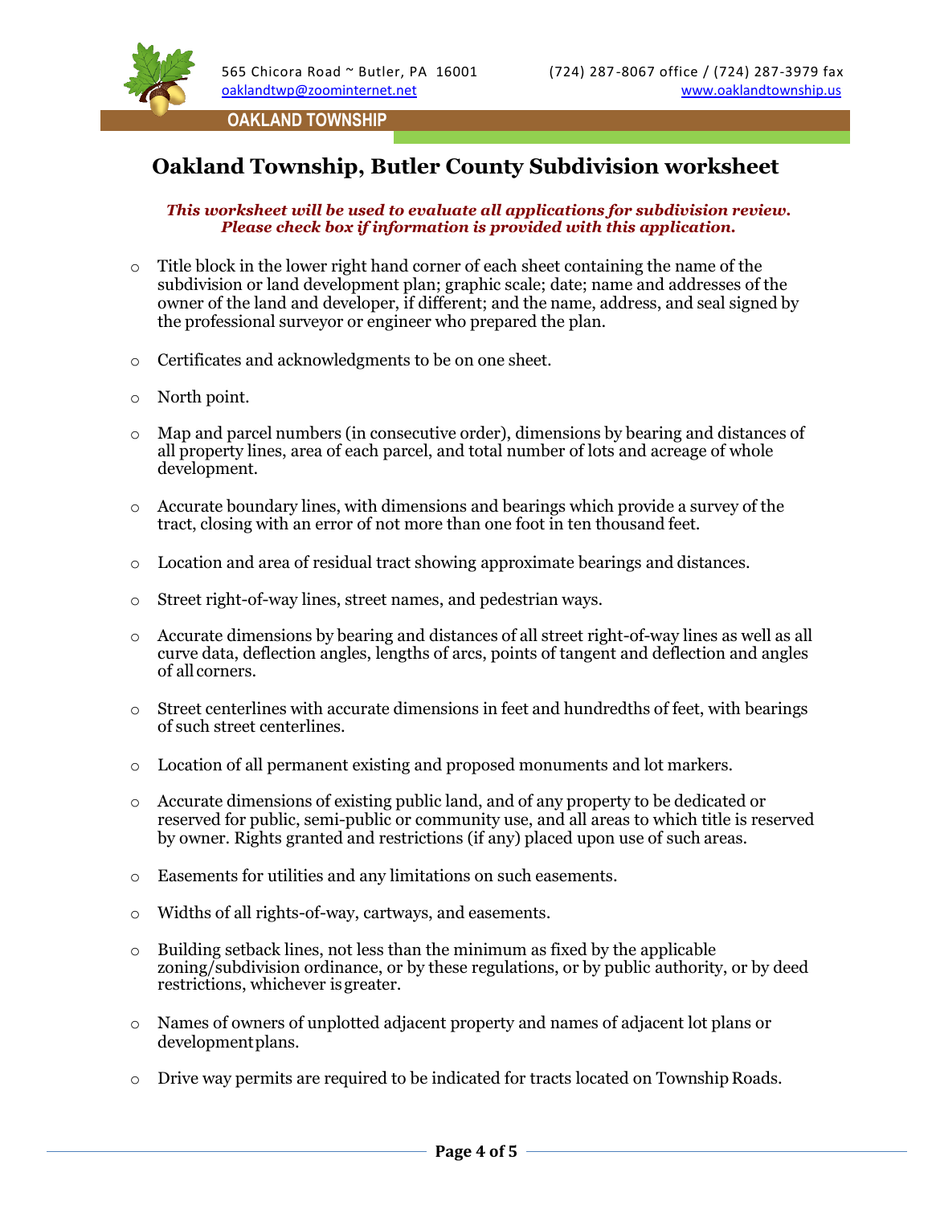565 Chicora Road ~ Butler, PA 16001 (724) 287-8067 office / (724) 287-3979 fax
oaklandtwp@zoominternet.net www.oaklandtownship.us

**OAKLAND TOWNSHIP**

# Oakland Township, Butler County Subdivision worksheet

***This worksheet will be used to evaluate all applications for subdivision review. Please check box if information is provided with this application.***

- ○ Title block in the lower right hand corner of each sheet containing the name of the subdivision or land development plan; graphic scale; date; name and addresses of the owner of the land and developer, if different; and the name, address, and seal signed by the professional surveyor or engineer who prepared the plan.

- ○ Certificates and acknowledgments to be on one sheet.

- ○ North point.

- ○ Map and parcel numbers (in consecutive order), dimensions by bearing and distances of all property lines, area of each parcel, and total number of lots and acreage of whole development.

- ○ Accurate boundary lines, with dimensions and bearings which provide a survey of the tract, closing with an error of not more than one foot in ten thousand feet.

- ○ Location and area of residual tract showing approximate bearings and distances.

- ○ Street right-of-way lines, street names, and pedestrian ways.

- ○ Accurate dimensions by bearing and distances of all street right-of-way lines as well as all curve data, deflection angles, lengths of arcs, points of tangent and deflection and angles of all corners.

- ○ Street centerlines with accurate dimensions in feet and hundredths of feet, with bearings of such street centerlines.

- ○ Location of all permanent existing and proposed monuments and lot markers.

- ○ Accurate dimensions of existing public land, and of any property to be dedicated or reserved for public, semi-public or community use, and all areas to which title is reserved by owner. Rights granted and restrictions (if any) placed upon use of such areas.

- ○ Easements for utilities and any limitations on such easements.

- ○ Widths of all rights-of-way, cartways, and easements.

- ○ Building setback lines, not less than the minimum as fixed by the applicable zoning/subdivision ordinance, or by these regulations, or by public authority, or by deed restrictions, whichever is greater.

- ○ Names of owners of unplotted adjacent property and names of adjacent lot plans or development plans.

- ○ Drive way permits are required to be indicated for tracts located on Township Roads.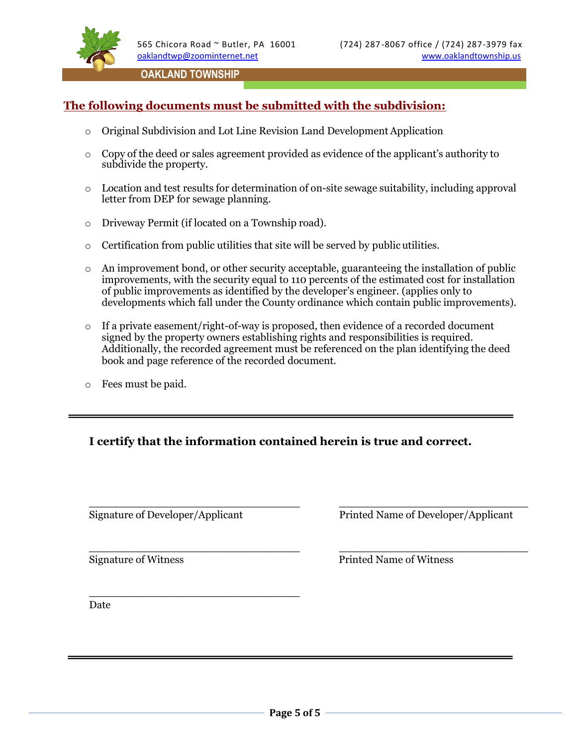565 Chicora Road ~ Butler, PA 16001 (724) 287-8067 office / (724) 287-3979 fax
oaklandtwp@zoominternet.net www.oaklandtownship.us

**OAKLAND TOWNSHIP**

## The following documents must be submitted with the subdivision:

- Original Subdivision and Lot Line Revision Land Development Application
- Copy of the deed or sales agreement provided as evidence of the applicant's authority to subdivide the property.
- Location and test results for determination of on-site sewage suitability, including approval letter from DEP for sewage planning.
- Driveway Permit (if located on a Township road).
- Certification from public utilities that site will be served by public utilities.
- An improvement bond, or other security acceptable, guaranteeing the installation of public improvements, with the security equal to 110 percents of the estimated cost for installation of public improvements as identified by the developer's engineer. (applies only to developments which fall under the County ordinance which contain public improvements).
- If a private easement/right-of-way is proposed, then evidence of a recorded document signed by the property owners establishing rights and responsibilities is required. Additionally, the recorded agreement must be referenced on the plan identifying the deed book and page reference of the recorded document.
- Fees must be paid.

---

**I certify that the information contained herein is true and correct.**

\_\_\_\_\_\_\_\_\_\_\_\_\_\_\_\_\_\_\_\_\_\_\_\_\_\_\_\_\_\_\_\_\_
Signature of Developer/Applicant

\_\_\_\_\_\_\_\_\_\_\_\_\_\_\_\_\_\_\_\_\_\_\_\_\_\_\_\_\_\_\_\_\_
Printed Name of Developer/Applicant

\_\_\_\_\_\_\_\_\_\_\_\_\_\_\_\_\_\_\_\_\_\_\_\_\_\_\_\_\_\_\_\_\_
Signature of Witness

\_\_\_\_\_\_\_\_\_\_\_\_\_\_\_\_\_\_\_\_\_\_\_\_\_\_\_\_\_\_\_\_\_
Printed Name of Witness

\_\_\_\_\_\_\_\_\_\_\_\_\_\_\_\_\_\_\_\_\_\_\_\_\_\_\_\_\_\_\_\_\_
Date

---